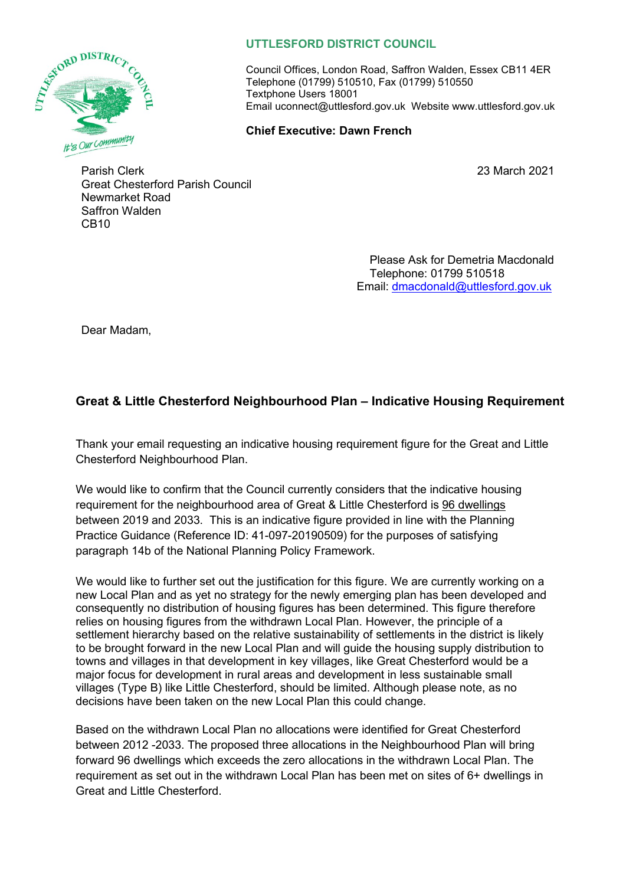**UTTLESFORD DISTRICT COUNCIL**

Council Offices, London Road, Saffron Walden, Essex CB11 4ER
Telephone (01799) 510510, Fax (01799) 510550
Textphone Users 18001
Email uconnect@uttlesford.gov.uk Website www.uttlesford.gov.uk

**Chief Executive: Dawn French**

Parish Clerk
Great Chesterford Parish Council
Newmarket Road
Saffron Walden
CB10

23 March 2021

Please Ask for Demetria Macdonald
Telephone: 01799 510518
Email: dmacdonald@uttlesford.gov.uk

Dear Madam,

**Great & Little Chesterford Neighbourhood Plan – Indicative Housing Requirement**

Thank your email requesting an indicative housing requirement figure for the Great and Little Chesterford Neighbourhood Plan.

We would like to confirm that the Council currently considers that the indicative housing requirement for the neighbourhood area of Great & Little Chesterford is 96 dwellings between 2019 and 2033. This is an indicative figure provided in line with the Planning Practice Guidance (Reference ID: 41-097-20190509) for the purposes of satisfying paragraph 14b of the National Planning Policy Framework.

We would like to further set out the justification for this figure. We are currently working on a new Local Plan and as yet no strategy for the newly emerging plan has been developed and consequently no distribution of housing figures has been determined. This figure therefore relies on housing figures from the withdrawn Local Plan. However, the principle of a settlement hierarchy based on the relative sustainability of settlements in the district is likely to be brought forward in the new Local Plan and will guide the housing supply distribution to towns and villages in that development in key villages, like Great Chesterford would be a major focus for development in rural areas and development in less sustainable small villages (Type B) like Little Chesterford, should be limited. Although please note, as no decisions have been taken on the new Local Plan this could change.

Based on the withdrawn Local Plan no allocations were identified for Great Chesterford between 2012 -2033. The proposed three allocations in the Neighbourhood Plan will bring forward 96 dwellings which exceeds the zero allocations in the withdrawn Local Plan. The requirement as set out in the withdrawn Local Plan has been met on sites of 6+ dwellings in Great and Little Chesterford.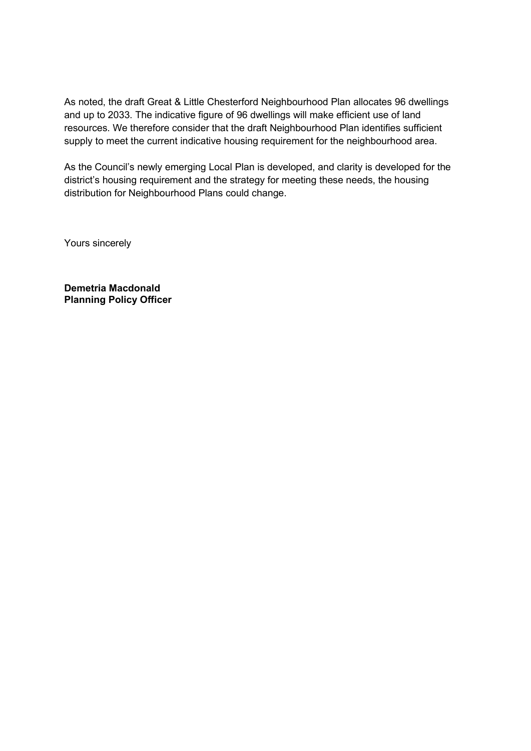As noted, the draft Great & Little Chesterford Neighbourhood Plan allocates 96 dwellings and up to 2033. The indicative figure of 96 dwellings will make efficient use of land resources. We therefore consider that the draft Neighbourhood Plan identifies sufficient supply to meet the current indicative housing requirement for the neighbourhood area.

As the Council's newly emerging Local Plan is developed, and clarity is developed for the district's housing requirement and the strategy for meeting these needs, the housing distribution for Neighbourhood Plans could change.

Yours sincerely

**Demetria Macdonald**
**Planning Policy Officer**